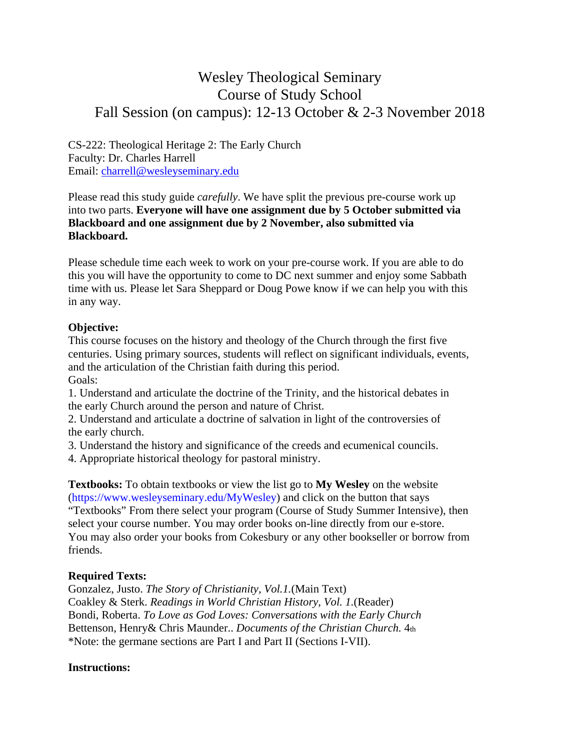# Wesley Theological Seminary
# Course of Study School
# Fall Session (on campus): 12-13 October & 2-3 November 2018

CS-222: Theological Heritage 2: The Early Church
Faculty: Dr. Charles Harrell
Email: charrell@wesleyseminary.edu

Please read this study guide *carefully*. We have split the previous pre-course work up into two parts. **Everyone will have one assignment due by 5 October submitted via Blackboard and one assignment due by 2 November, also submitted via Blackboard.**

Please schedule time each week to work on your pre-course work. If you are able to do this you will have the opportunity to come to DC next summer and enjoy some Sabbath time with us. Please let Sara Sheppard or Doug Powe know if we can help you with this in any way.

**Objective:**
This course focuses on the history and theology of the Church through the first five centuries. Using primary sources, students will reflect on significant individuals, events, and the articulation of the Christian faith during this period.
Goals:
1. Understand and articulate the doctrine of the Trinity, and the historical debates in the early Church around the person and nature of Christ.
2. Understand and articulate a doctrine of salvation in light of the controversies of the early church.
3. Understand the history and significance of the creeds and ecumenical councils.
4. Appropriate historical theology for pastoral ministry.

**Textbooks:** To obtain textbooks or view the list go to **My Wesley** on the website (https://www.wesleyseminary.edu/MyWesley) and click on the button that says "Textbooks" From there select your program (Course of Study Summer Intensive), then select your course number. You may order books on-line directly from our e-store. You may also order your books from Cokesbury or any other bookseller or borrow from friends.

**Required Texts:**
Gonzalez, Justo. *The Story of Christianity, Vol.1.*(Main Text)
Coakley & Sterk. *Readings in World Christian History, Vol. 1.*(Reader)
Bondi, Roberta. *To Love as God Loves: Conversations with the Early Church*
Bettenson, Henry& Chris Maunder.. *Documents of the Christian Church.* 4th
*Note: the germane sections are Part I and Part II (Sections I-VII).

**Instructions:**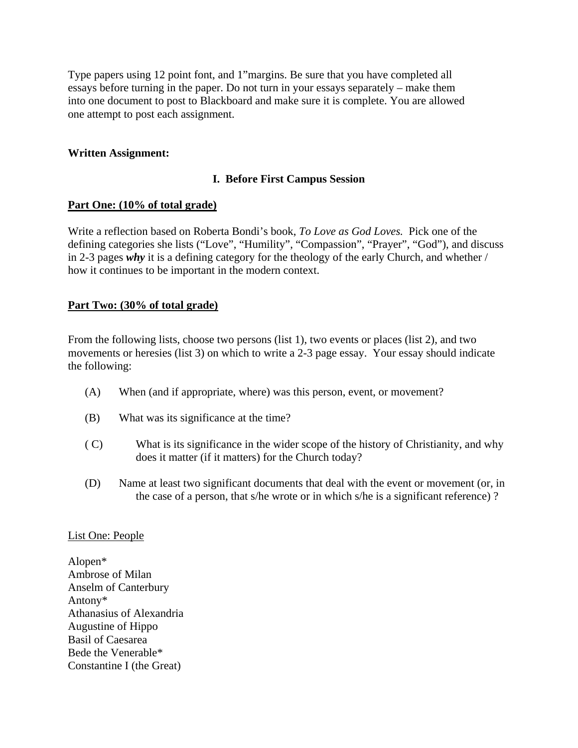Type papers using 12 point font, and 1"margins. Be sure that you have completed all essays before turning in the paper. Do not turn in your essays separately – make them into one document to post to Blackboard and make sure it is complete. You are allowed one attempt to post each assignment.

**Written Assignment:**

**I. Before First Campus Session**

**Part One: (10% of total grade)**

Write a reflection based on Roberta Bondi's book, *To Love as God Loves.* Pick one of the defining categories she lists ("Love", "Humility", "Compassion", "Prayer", "God"), and discuss in 2-3 pages ***why*** it is a defining category for the theology of the early Church, and whether / how it continues to be important in the modern context.

**Part Two: (30% of total grade)**

From the following lists, choose two persons (list 1), two events or places (list 2), and two movements or heresies (list 3) on which to write a 2-3 page essay. Your essay should indicate the following:

(A) When (and if appropriate, where) was this person, event, or movement?

(B) What was its significance at the time?

( C) What is its significance in the wider scope of the history of Christianity, and why does it matter (if it matters) for the Church today?

(D) Name at least two significant documents that deal with the event or movement (or, in the case of a person, that s/he wrote or in which s/he is a significant reference) ?

List One: People

Alopen*
Ambrose of Milan
Anselm of Canterbury
Antony*
Athanasius of Alexandria
Augustine of Hippo
Basil of Caesarea
Bede the Venerable*
Constantine I (the Great)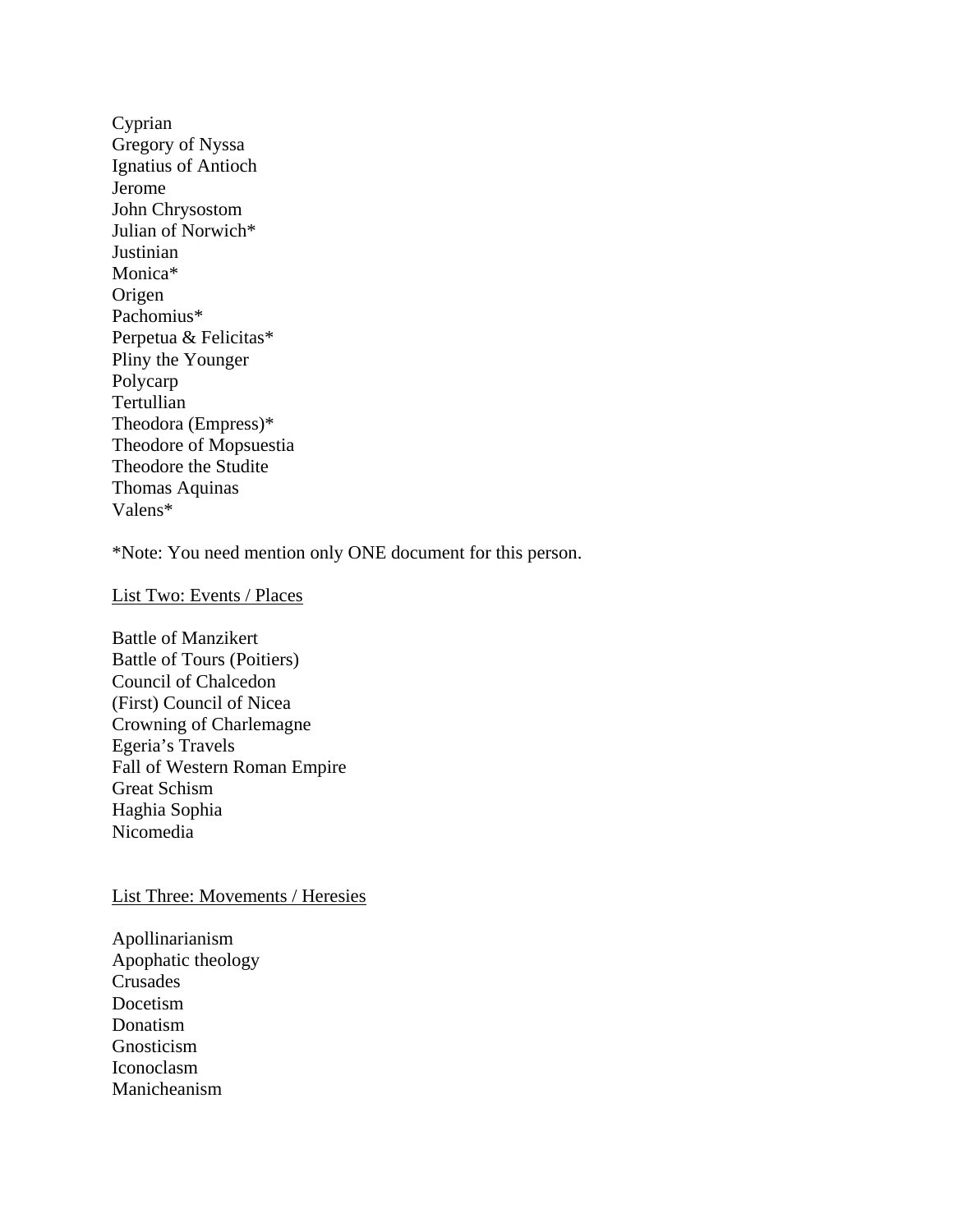Cyprian
Gregory of Nyssa
Ignatius of Antioch
Jerome
John Chrysostom
Julian of Norwich*
Justinian
Monica*
Origen
Pachomius*
Perpetua & Felicitas*
Pliny the Younger
Polycarp
Tertullian
Theodora (Empress)*
Theodore of Mopsuestia
Theodore the Studite
Thomas Aquinas
Valens*

*Note: You need mention only ONE document for this person.

<u>List Two: Events / Places</u>

Battle of Manzikert
Battle of Tours (Poitiers)
Council of Chalcedon
(First) Council of Nicea
Crowning of Charlemagne
Egeria's Travels
Fall of Western Roman Empire
Great Schism
Haghia Sophia
Nicomedia

<u>List Three: Movements / Heresies</u>

Apollinarianism
Apophatic theology
Crusades
Docetism
Donatism
Gnosticism
Iconoclasm
Manicheanism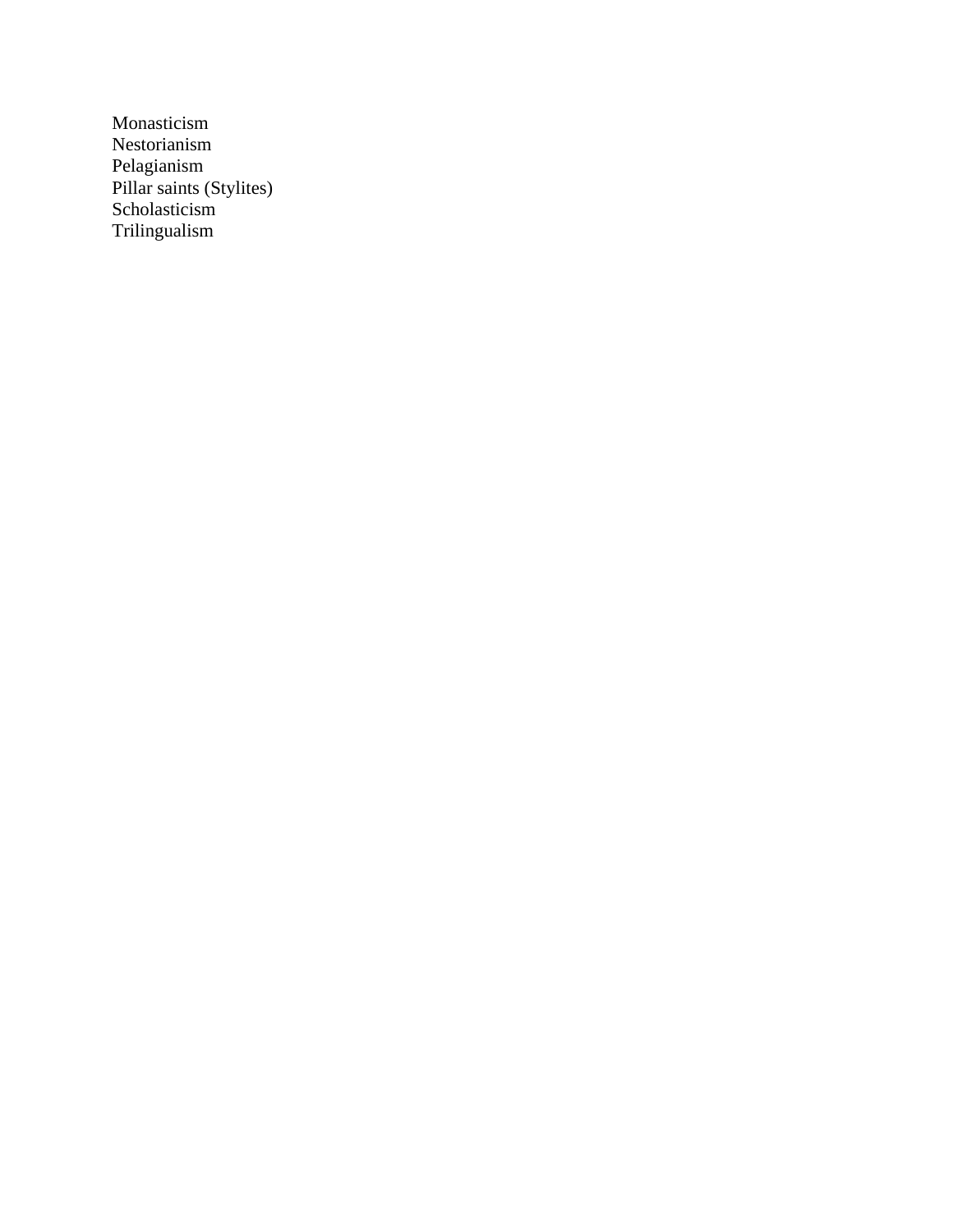Monasticism
Nestorianism
Pelagianism
Pillar saints (Stylites)
Scholasticism
Trilingualism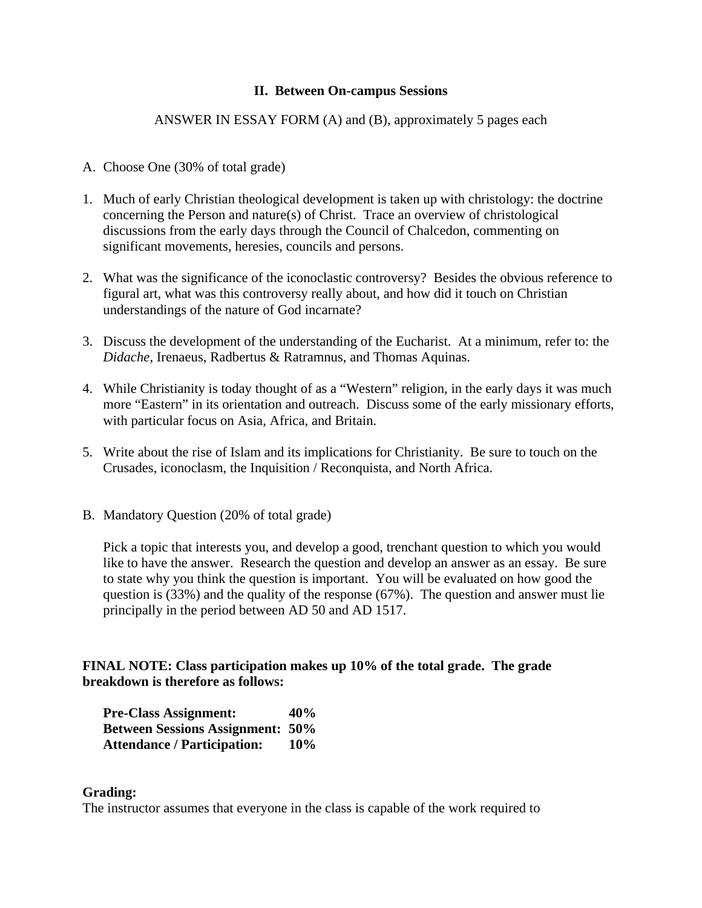## II. Between On-campus Sessions

ANSWER IN ESSAY FORM (A) and (B), approximately 5 pages each

A. Choose One (30% of total grade)

1. Much of early Christian theological development is taken up with christology: the doctrine concerning the Person and nature(s) of Christ. Trace an overview of christological discussions from the early days through the Council of Chalcedon, commenting on significant movements, heresies, councils and persons.

2. What was the significance of the iconoclastic controversy? Besides the obvious reference to figural art, what was this controversy really about, and how did it touch on Christian understandings of the nature of God incarnate?

3. Discuss the development of the understanding of the Eucharist. At a minimum, refer to: the *Didache*, Irenaeus, Radbertus & Ratramnus, and Thomas Aquinas.

4. While Christianity is today thought of as a "Western" religion, in the early days it was much more "Eastern" in its orientation and outreach. Discuss some of the early missionary efforts, with particular focus on Asia, Africa, and Britain.

5. Write about the rise of Islam and its implications for Christianity. Be sure to touch on the Crusades, iconoclasm, the Inquisition / Reconquista, and North Africa.

B. Mandatory Question (20% of total grade)

   Pick a topic that interests you, and develop a good, trenchant question to which you would like to have the answer. Research the question and develop an answer as an essay. Be sure to state why you think the question is important. You will be evaluated on how good the question is (33%) and the quality of the response (67%). The question and answer must lie principally in the period between AD 50 and AD 1517.

**FINAL NOTE: Class participation makes up 10% of the total grade. The grade breakdown is therefore as follows:**

| | |
|---|---|
| **Pre-Class Assignment:** | **40%** |
| **Between Sessions Assignment:** | **50%** |
| **Attendance / Participation:** | **10%** |

**Grading:**

The instructor assumes that everyone in the class is capable of the work required to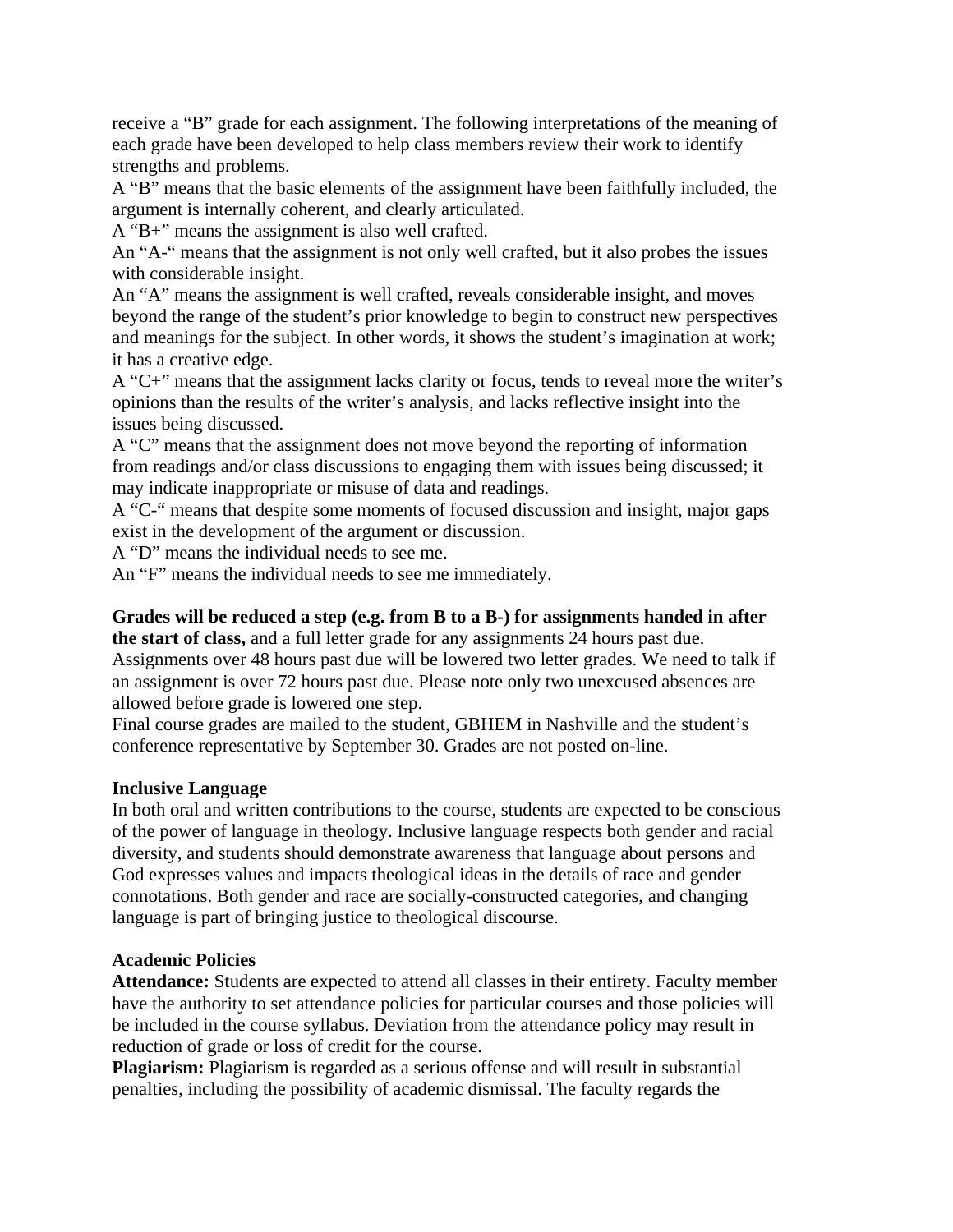receive a "B" grade for each assignment. The following interpretations of the meaning of each grade have been developed to help class members review their work to identify strengths and problems.

A "B" means that the basic elements of the assignment have been faithfully included, the argument is internally coherent, and clearly articulated.

A "B+" means the assignment is also well crafted.

An "A-" means that the assignment is not only well crafted, but it also probes the issues with considerable insight.

An "A" means the assignment is well crafted, reveals considerable insight, and moves beyond the range of the student's prior knowledge to begin to construct new perspectives and meanings for the subject. In other words, it shows the student's imagination at work; it has a creative edge.

A "C+" means that the assignment lacks clarity or focus, tends to reveal more the writer's opinions than the results of the writer's analysis, and lacks reflective insight into the issues being discussed.

A "C" means that the assignment does not move beyond the reporting of information from readings and/or class discussions to engaging them with issues being discussed; it may indicate inappropriate or misuse of data and readings.

A "C-" means that despite some moments of focused discussion and insight, major gaps exist in the development of the argument or discussion.

A "D" means the individual needs to see me.

An "F" means the individual needs to see me immediately.

**Grades will be reduced a step (e.g. from B to a B-) for assignments handed in after the start of class,** and a full letter grade for any assignments 24 hours past due. Assignments over 48 hours past due will be lowered two letter grades. We need to talk if an assignment is over 72 hours past due. Please note only two unexcused absences are allowed before grade is lowered one step.

Final course grades are mailed to the student, GBHEM in Nashville and the student's conference representative by September 30. Grades are not posted on-line.

**Inclusive Language**

In both oral and written contributions to the course, students are expected to be conscious of the power of language in theology. Inclusive language respects both gender and racial diversity, and students should demonstrate awareness that language about persons and God expresses values and impacts theological ideas in the details of race and gender connotations. Both gender and race are socially-constructed categories, and changing language is part of bringing justice to theological discourse.

**Academic Policies**

**Attendance:** Students are expected to attend all classes in their entirety. Faculty member have the authority to set attendance policies for particular courses and those policies will be included in the course syllabus. Deviation from the attendance policy may result in reduction of grade or loss of credit for the course.

**Plagiarism:** Plagiarism is regarded as a serious offense and will result in substantial penalties, including the possibility of academic dismissal. The faculty regards the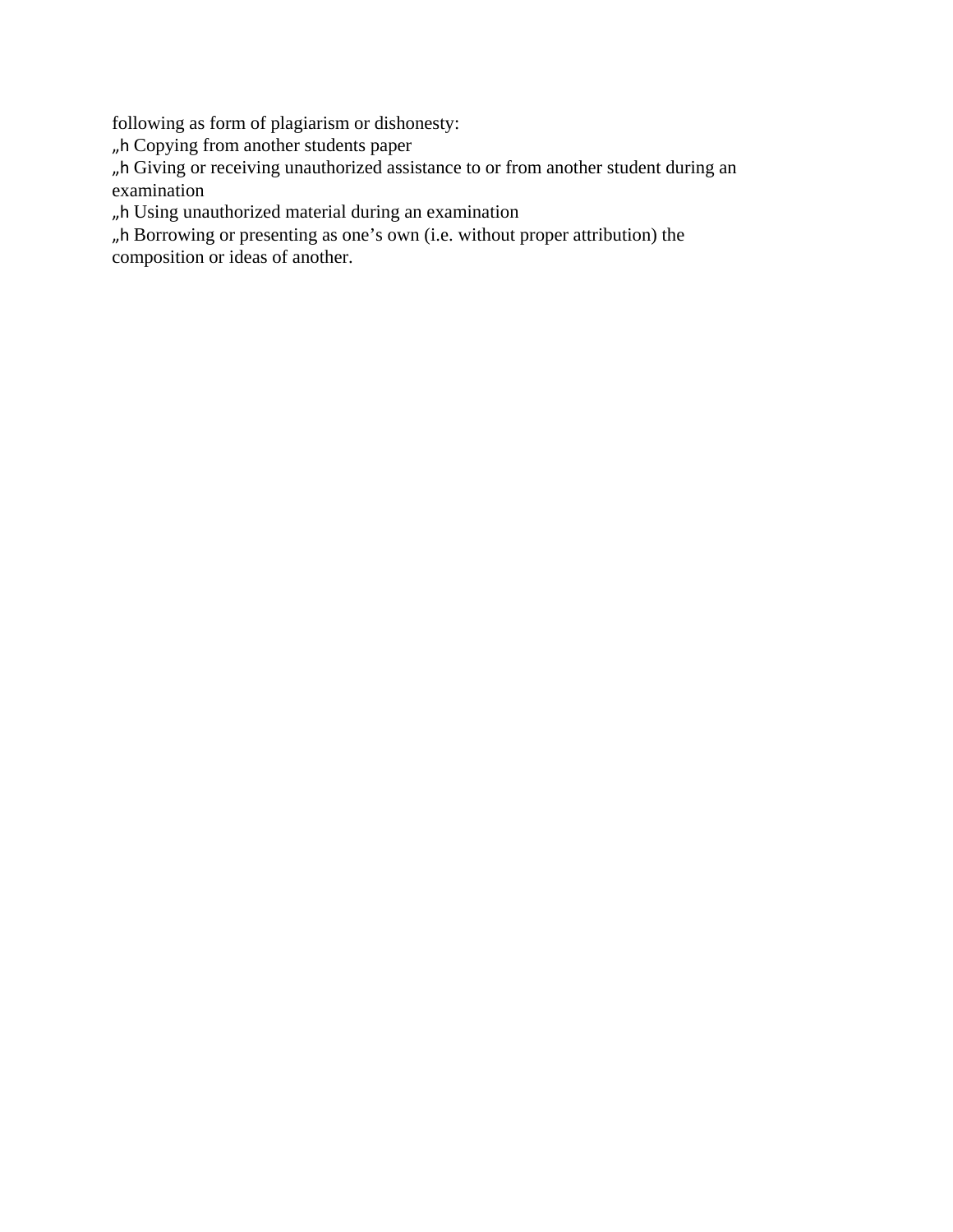following as form of plagiarism or dishonesty:

„h Copying from another students paper

„h Giving or receiving unauthorized assistance to or from another student during an examination

„h Using unauthorized material during an examination

„h Borrowing or presenting as one's own (i.e. without proper attribution) the composition or ideas of another.